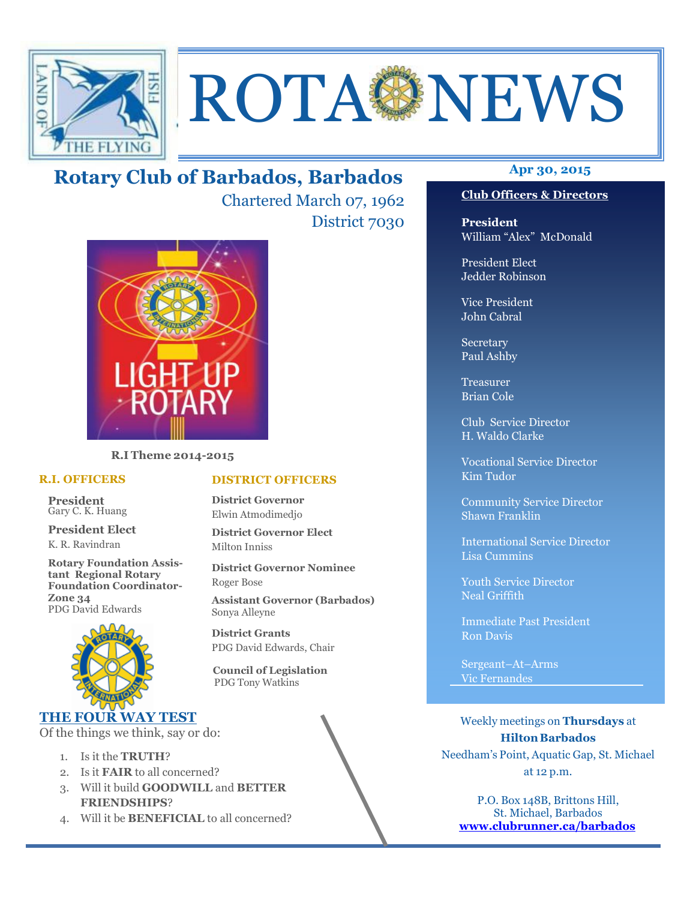# ROTA NEWS

## Rotary Club of Barbados, Barbados

Chartered March 07, 1962

District 7030

R.I Theme 2014-2015

### R.I. OFFICERS

**President**
Gary C. K. Huang

**President Elect**
K. R. Ravindran

**Rotary Foundation Assistant Regional Rotary Foundation Coordinator-Zone 34**
PDG David Edwards

### DISTRICT OFFICERS

**District Governor**
Elwin Atmodimedjo

**District Governor Elect**
Milton Inniss

**District Governor Nominee**
Roger Bose

**Assistant Governor (Barbados)**
Sonya Alleyne

**District Grants**
PDG David Edwards, Chair

**Council of Legislation**
PDG Tony Watkins

### THE FOUR WAY TEST

Of the things we think, say or do:

1. Is it the **TRUTH**?
2. Is it **FAIR** to all concerned?
3. Will it build **GOODWILL** and **BETTER FRIENDSHIPS**?
4. Will it be **BENEFICIAL** to all concerned?

**Apr 30, 2015**

### Club Officers & Directors

**President**
William "Alex" McDonald

President Elect
Jedder Robinson

Vice President
John Cabral

Secretary
Paul Ashby

Treasurer
Brian Cole

Club Service Director
H. Waldo Clarke

Vocational Service Director
Kim Tudor

Community Service Director
Shawn Franklin

International Service Director
Lisa Cummins

Youth Service Director
Neal Griffith

Immediate Past President
Ron Davis

Sergeant–At–Arms
Vic Fernandes

Weekly meetings on **Thursdays** at **Hilton Barbados**
Needham's Point, Aquatic Gap, St. Michael
at 12 p.m.

P.O. Box 148B, Brittons Hill,
St. Michael, Barbados
**www.clubrunner.ca/barbados**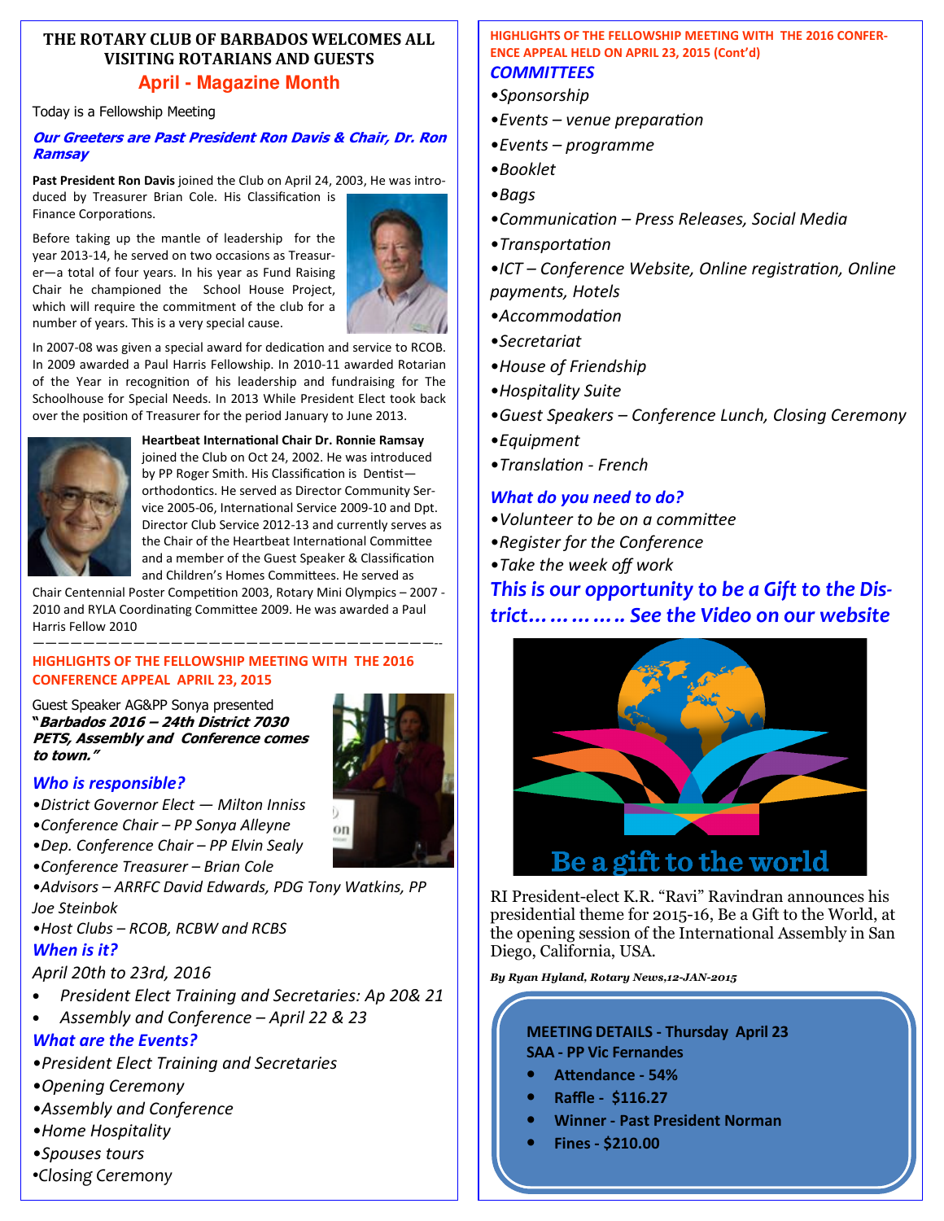# THE ROTARY CLUB OF BARBADOS WELCOMES ALL VISITING ROTARIANS AND GUESTS

## April - Magazine Month

Today is a Fellowship Meeting

***Our Greeters are Past President Ron Davis & Chair, Dr. Ron Ramsay***

**Past President Ron Davis** joined the Club on April 24, 2003, He was introduced by Treasurer Brian Cole. His Classification is Finance Corporations.

Before taking up the mantle of leadership for the year 2013-14, he served on two occasions as Treasurer—a total of four years. In his year as Fund Raising Chair he championed the School House Project, which will require the commitment of the club for a number of years. This is a very special cause.

In 2007-08 was given a special award for dedication and service to RCOB. In 2009 awarded a Paul Harris Fellowship. In 2010-11 awarded Rotarian of the Year in recognition of his leadership and fundraising for The Schoolhouse for Special Needs. In 2013 While President Elect took back over the position of Treasurer for the period January to June 2013.

**Heartbeat International Chair Dr. Ronnie Ramsay** joined the Club on Oct 24, 2002. He was introduced by PP Roger Smith. His Classification is Dentist—orthodontics. He served as Director Community Service 2005-06, International Service 2009-10 and Dpt. Director Club Service 2012-13 and currently serves as the Chair of the Heartbeat International Committee and a member of the Guest Speaker & Classification and Children's Homes Committees. He served as Chair Centennial Poster Competition 2003, Rotary Mini Olympics – 2007 - 2010 and RYLA Coordinating Committee 2009. He was awarded a Paul Harris Fellow 2010

---

## HIGHLIGHTS OF THE FELLOWSHIP MEETING WITH THE 2016 CONFERENCE APPEAL APRIL 23, 2015

Guest Speaker AG&PP Sonya presented ***"Barbados 2016 – 24th District 7030 PETS, Assembly and Conference comes to town."***

### *Who is responsible?*

- *District Governor Elect — Milton Inniss*
- *Conference Chair – PP Sonya Alleyne*
- *Dep. Conference Chair – PP Elvin Sealy*
- *Conference Treasurer – Brian Cole*
- *Advisors – ARRFC David Edwards, PDG Tony Watkins, PP Joe Steinbok*
- *Host Clubs – RCOB, RCBW and RCBS*

### *When is it?*

*April 20th to 23rd, 2016*

- *President Elect Training and Secretaries: Ap 20& 21*
- *Assembly and Conference – April 22 & 23*

### *What are the Events?*

- *President Elect Training and Secretaries*
- *Opening Ceremony*
- *Assembly and Conference*
- *Home Hospitality*
- *Spouses tours*
- *Closing Ceremony*

## HIGHLIGHTS OF THE FELLOWSHIP MEETING WITH THE 2016 CONFERENCE APPEAL HELD ON APRIL 23, 2015 (Cont'd)

### *COMMITTEES*

- *Sponsorship*
- *Events – venue preparation*
- *Events – programme*
- *Booklet*
- *Bags*
- *Communication – Press Releases, Social Media*
- *Transportation*
- *ICT – Conference Website, Online registration, Online payments, Hotels*
- *Accommodation*
- *Secretariat*
- *House of Friendship*
- *Hospitality Suite*
- *Guest Speakers – Conference Lunch, Closing Ceremony*
- *Equipment*
- *Translation - French*

### *What do you need to do?*

- *Volunteer to be on a committee*
- *Register for the Conference*
- *Take the week off work*

***This is our opportunity to be a Gift to the District………….. See the Video on our website***

Be a gift to the world

RI President-elect K.R. "Ravi" Ravindran announces his presidential theme for 2015-16, Be a Gift to the World, at the opening session of the International Assembly in San Diego, California, USA.

***By Ryan Hyland, Rotary News,12-JAN-2015***

**MEETING DETAILS - Thursday April 23**
**SAA - PP Vic Fernandes**

- **Attendance - 54%**
- **Raffle - $116.27**
- **Winner - Past President Norman**
- **Fines - $210.00**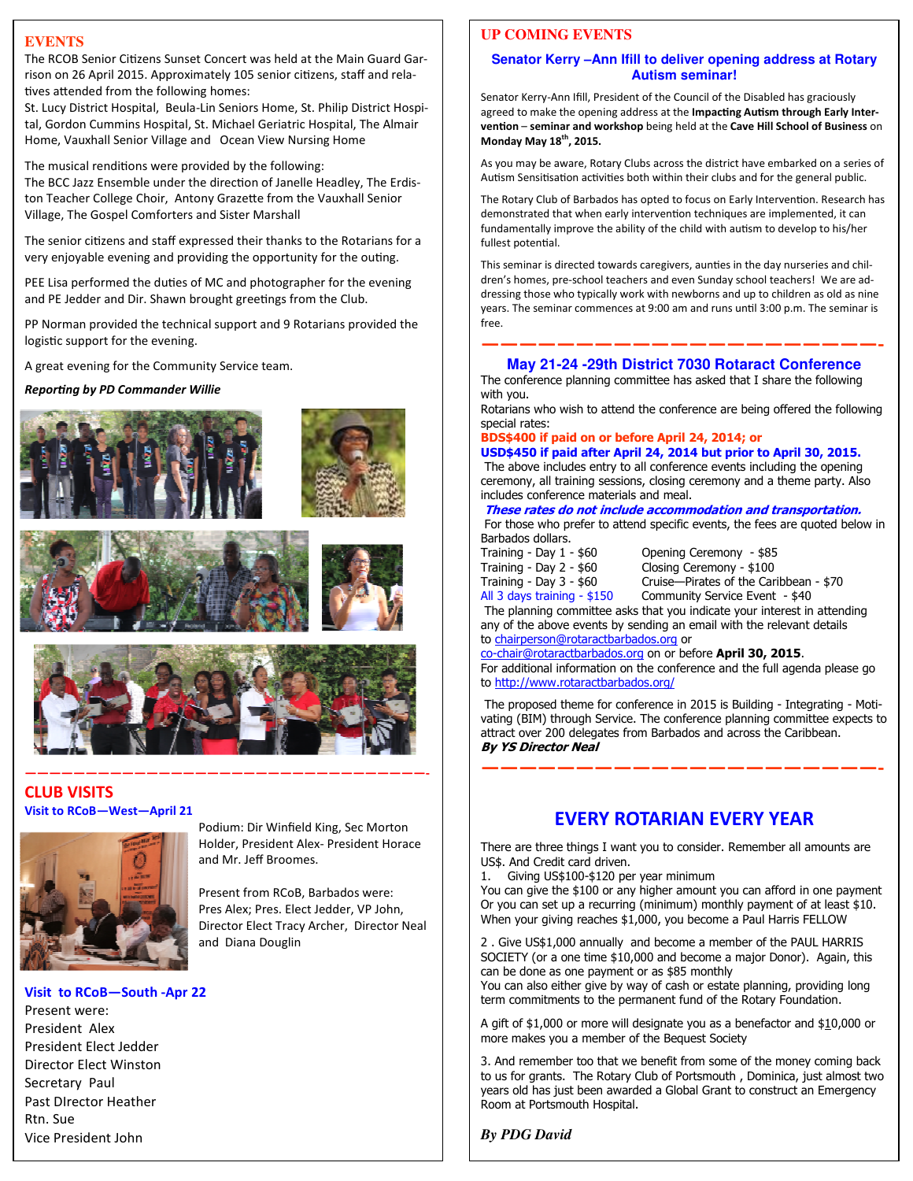## EVENTS

The RCOB Senior Citizens Sunset Concert was held at the Main Guard Garrison on 26 April 2015. Approximately 105 senior citizens, staff and relatives attended from the following homes:
St. Lucy District Hospital, Beula-Lin Seniors Home, St. Philip District Hospital, Gordon Cummins District Hospital, St. Michael Geriatric Hospital, The Almair Home, Vauxhall Senior Village and Ocean View Nursing Home

The musical renditions were provided by the following:
The BCC Jazz Ensemble under the direction of Janelle Headley, The Erdiston Teacher College Choir, Antony Grazette from the Vauxhall Senior Village, The Gospel Comforters and Sister Marshall

The senior citizens and staff expressed their thanks to the Rotarians for a very enjoyable evening and providing the opportunity for the outing.

PEE Lisa performed the duties of MC and photographer for the evening and PE Jedder and Dir. Shawn brought greetings from the Club.

PP Norman provided the technical support and 9 Rotarians provided the logistic support for the evening.

A great evening for the Community Service team.

***Reporting by PD Commander Willie***

## CLUB VISITS

### Visit to RCoB—West—April 21

Podium: Dir Winfield King, Sec Morton Holder, President Alex- President Horace and Mr. Jeff Broomes.

Present from RCoB, Barbados were:
Pres Alex; Pres. Elect Jedder, VP John, Director Elect Tracy Archer, Director Neal and Diana Douglin

### Visit to RCoB—South -Apr 22

Present were:
President Alex
President Elect Jedder
Director Elect Winston
Secretary Paul
Past DIrector Heather
Rtn. Sue
Vice President John

## UP COMING EVENTS

### Senator Kerry –Ann Ifill to deliver opening address at Rotary Autism seminar!

Senator Kerry-Ann Ifill, President of the Council of the Disabled has graciously agreed to make the opening address at the **Impacting Autism through Early Intervention** – **seminar and workshop** being held at the **Cave Hill School of Business** on **Monday May 18th, 2015.**

As you may be aware, Rotary Clubs across the district have embarked on a series of Autism Sensitisation activities both within their clubs and for the general public.

The Rotary Club of Barbados has opted to focus on Early Intervention. Research has demonstrated that when early intervention techniques are implemented, it can fundamentally improve the ability of the child with autism to develop to his/her fullest potential.

This seminar is directed towards caregivers, aunties in the day nurseries and children's homes, pre-school teachers and even Sunday school teachers! We are addressing those who typically work with newborns and up to children as old as nine years. The seminar commences at 9:00 am and runs until 3:00 p.m. The seminar is free.

### May 21-24 -29th District 7030 Rotaract Conference

The conference planning committee has asked that I share the following with you.
Rotarians who wish to attend the conference are being offered the following special rates:
**BDS$400 if paid on or before April 24, 2014; or**
**USD$450 if paid after April 24, 2014 but prior to April 30, 2015.**
The above includes entry to all conference events including the opening ceremony, all training sessions, closing ceremony and a theme party. Also includes conference materials and meal.
***These rates do not include accommodation and transportation.***
For those who prefer to attend specific events, the fees are quoted below in Barbados dollars.

| | |
|---|---|
| Training - Day 1 - $60 | Opening Ceremony - $85 |
| Training - Day 2 - $60 | Closing Ceremony - $100 |
| Training - Day 3 - $60 | Cruise—Pirates of the Caribbean - $70 |
| All 3 days training - $150 | Community Service Event - $40 |

The planning committee asks that you indicate your interest in attending any of the above events by sending an email with the relevant details to chairperson@rotaractbarbados.org or co-chair@rotaractbarbados.org on or before **April 30, 2015**.
For additional information on the conference and the full agenda please go to http://www.rotaractbarbados.org/

The proposed theme for conference in 2015 is Building - Integrating - Motivating (BIM) through Service. The conference planning committee expects to attract over 200 delegates from Barbados and across the Caribbean.
***By YS Director Neal***

## EVERY ROTARIAN EVERY YEAR

There are three things I want you to consider. Remember all amounts are US$. And Credit card driven.

1. Giving US$100-$120 per year minimum

You can give the $100 or any higher amount you can afford in one payment Or you can set up a recurring (minimum) monthly payment of at least $10. When your giving reaches $1,000, you become a Paul Harris FELLOW

2 . Give US$1,000 annually and become a member of the PAUL HARRIS SOCIETY (or a one time $10,000 and become a major Donor). Again, this can be done as one payment or as $85 monthly
You can also either give by way of cash or estate planning, providing long term commitments to the permanent fund of the Rotary Foundation.

A gift of $1,000 or more will designate you as a benefactor and $10,000 or more makes you a member of the Bequest Society

3. And remember too that we benefit from some of the money coming back to us for grants. The Rotary Club of Portsmouth , Dominica, just almost two years old has just been awarded a Global Grant to construct an Emergency Room at Portsmouth Hospital.

***By PDG David***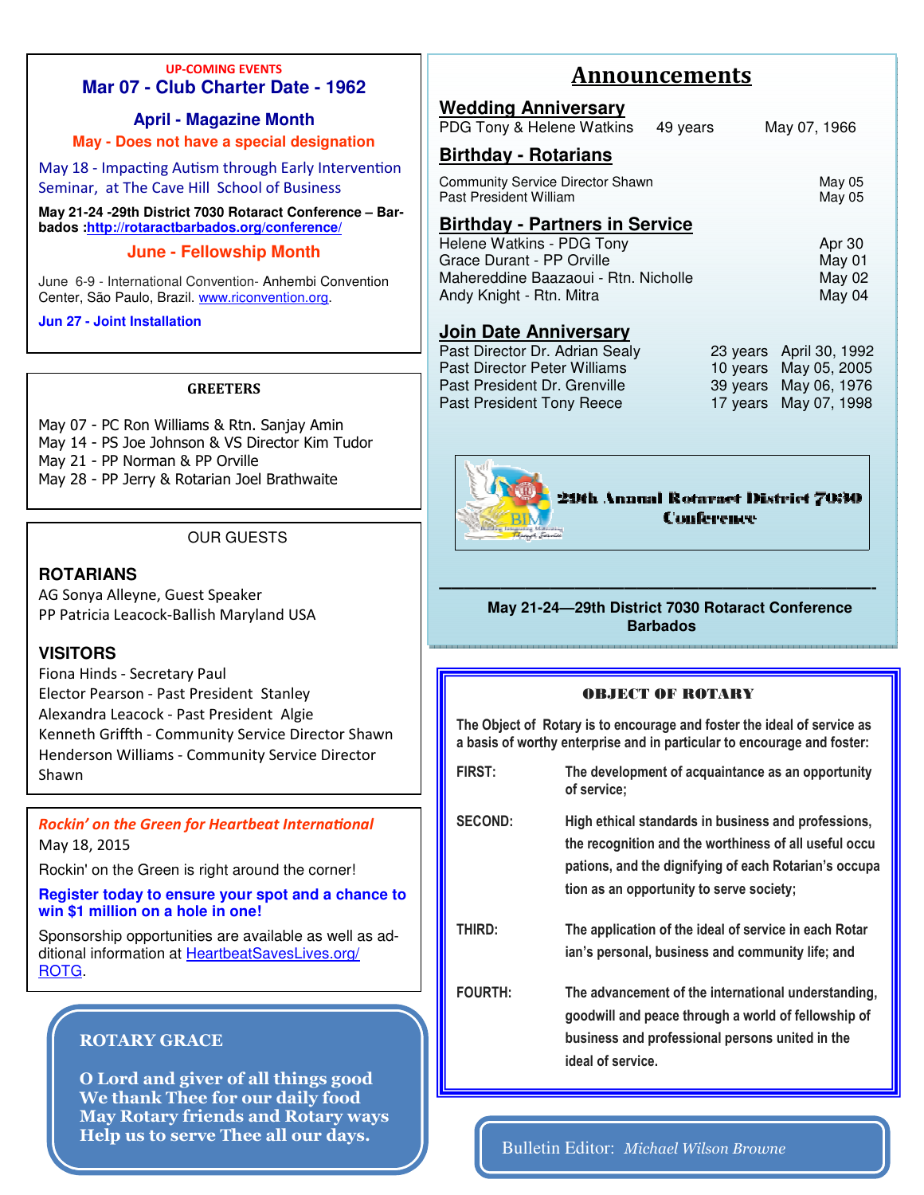UP-COMING EVENTS

## Mar 07 - Club Charter Date - 1962

**April - Magazine Month**

**May - Does not have a special designation**

May 18 - Impacting Autism through Early Intervention Seminar, at The Cave Hill School of Business

**May 21-24 -29th District 7030 Rotaract Conference – Barbados :http://rotaractbarbados.org/conference/**

**June - Fellowship Month**

June 6-9 - International Convention- Anhembi Convention Center, São Paulo, Brazil. www.riconvention.org.

**Jun 27 - Joint Installation**

### GREETERS

May 07 - PC Ron Williams & Rtn. Sanjay Amin
May 14 - PS Joe Johnson & VS Director Kim Tudor
May 21 - PP Norman & PP Orville
May 28 - PP Jerry & Rotarian Joel Brathwaite

### OUR GUESTS

**ROTARIANS**

AG Sonya Alleyne, Guest Speaker
PP Patricia Leacock-Ballish Maryland USA

**VISITORS**

Fiona Hinds - Secretary Paul
Elector Pearson - Past President Stanley
Alexandra Leacock - Past President Algie
Kenneth Griffth - Community Service Director Shawn
Henderson Williams - Community Service Director Shawn

*Rockin' on the Green for Heartbeat International*

May 18, 2015

Rockin' on the Green is right around the corner!

**Register today to ensure your spot and a chance to win $1 million on a hole in one!**

Sponsorship opportunities are available as well as additional information at HeartbeatSavesLives.org/ROTG.

### ROTARY GRACE

**O Lord and giver of all things good
We thank Thee for our daily food
May Rotary friends and Rotary ways
Help us to serve Thee all our days.**

# Announcements

## Wedding Anniversary

PDG Tony & Helene Watkins 49 years May 07, 1966

## Birthday - Rotarians

| | |
|---|---|
| Community Service Director Shawn | May 05 |
| Past President William | May 05 |

## Birthday - Partners in Service

| | |
|---|---|
| Helene Watkins - PDG Tony | Apr 30 |
| Grace Durant - PP Orville | May 01 |
| Mahereddine Baazaoui - Rtn. Nicholle | May 02 |
| Andy Knight - Rtn. Mitra | May 04 |

## Join Date Anniversary

| | | |
|---|---|---|
| Past Director Dr. Adrian Sealy | 23 years | April 30, 1992 |
| Past Director Peter Williams | 10 years | May 05, 2005 |
| Past President Dr. Grenville | 39 years | May 06, 1976 |
| Past President Tony Reece | 17 years | May 07, 1998 |

29th Annual Rotaract District 7030 Conference

**May 21-24—29th District 7030 Rotaract Conference Barbados**

### OBJECT OF ROTARY

**The Object of Rotary is to encourage and foster the ideal of service as a basis of worthy enterprise and in particular to encourage and foster:**

**FIRST:** The development of acquaintance as an opportunity of service;

**SECOND:** High ethical standards in business and professions, the recognition and the worthiness of all useful occupations, and the dignifying of each Rotarian's occupation as an opportunity to serve society;

**THIRD:** The application of the ideal of service in each Rotarian's personal, business and community life; and

**FOURTH:** The advancement of the international understanding, goodwill and peace through a world of fellowship of business and professional persons united in the ideal of service.

Bulletin Editor: *Michael Wilson Browne*